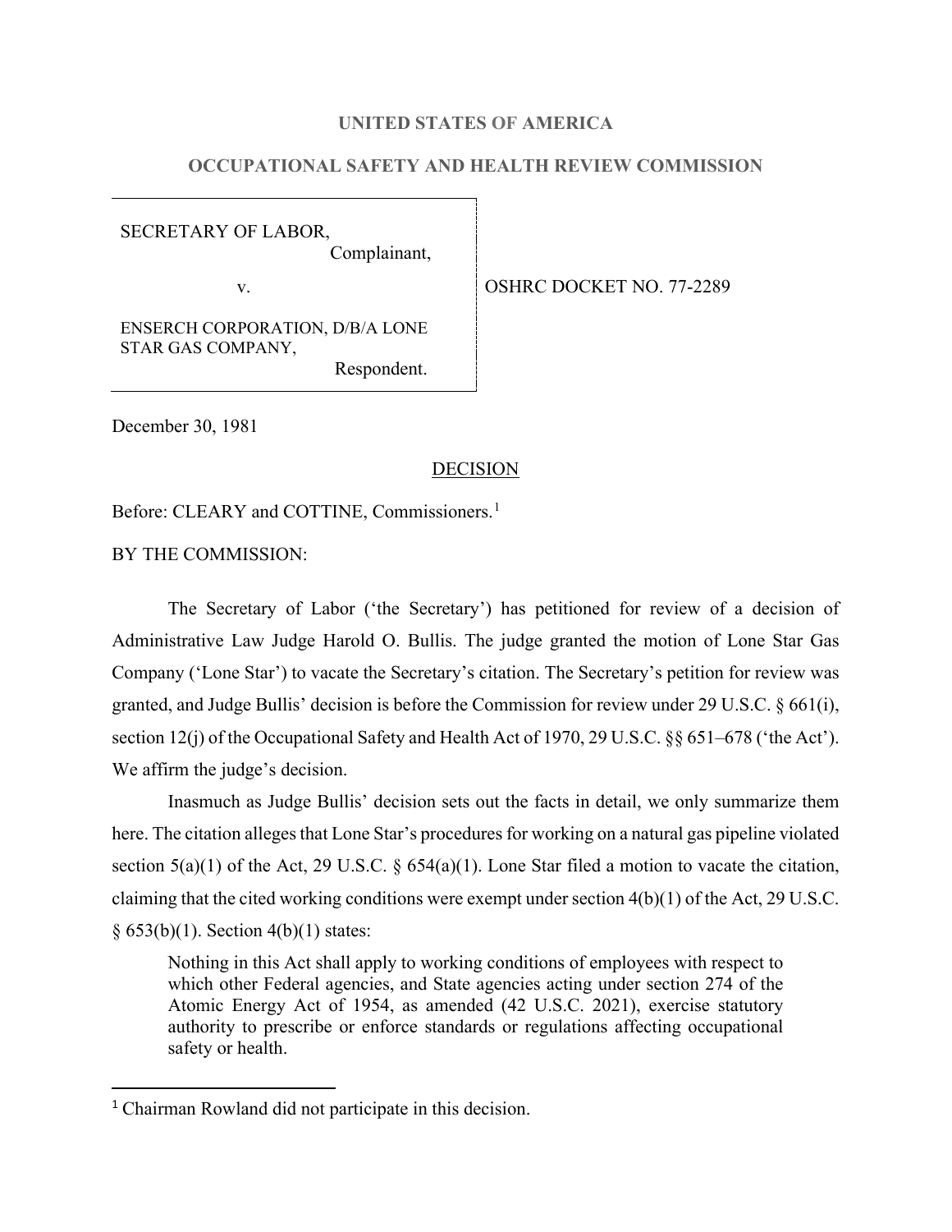**UNITED STATES OF AMERICA**

**OCCUPATIONAL SAFETY AND HEALTH REVIEW COMMISSION**

| | |
|---|---|
| SECRETARY OF LABOR, Complainant, v. ENSERCH CORPORATION, D/B/A LONE STAR GAS COMPANY, Respondent. | OSHRC DOCKET NO. 77-2289 |

December 30, 1981

DECISION

Before: CLEARY and COTTINE, Commissioners.[1]

BY THE COMMISSION:

The Secretary of Labor ('the Secretary') has petitioned for review of a decision of Administrative Law Judge Harold O. Bullis. The judge granted the motion of Lone Star Gas Company ('Lone Star') to vacate the Secretary's citation. The Secretary's petition for review was granted, and Judge Bullis' decision is before the Commission for review under 29 U.S.C. § 661(i), section 12(j) of the Occupational Safety and Health Act of 1970, 29 U.S.C. §§ 651–678 ('the Act'). We affirm the judge's decision.

Inasmuch as Judge Bullis' decision sets out the facts in detail, we only summarize them here. The citation alleges that Lone Star's procedures for working on a natural gas pipeline violated section 5(a)(1) of the Act, 29 U.S.C. § 654(a)(1). Lone Star filed a motion to vacate the citation, claiming that the cited working conditions were exempt under section 4(b)(1) of the Act, 29 U.S.C. § 653(b)(1). Section 4(b)(1) states:

> Nothing in this Act shall apply to working conditions of employees with respect to which other Federal agencies, and State agencies acting under section 274 of the Atomic Energy Act of 1954, as amended (42 U.S.C. 2021), exercise statutory authority to prescribe or enforce standards or regulations affecting occupational safety or health.

---

[1] Chairman Rowland did not participate in this decision.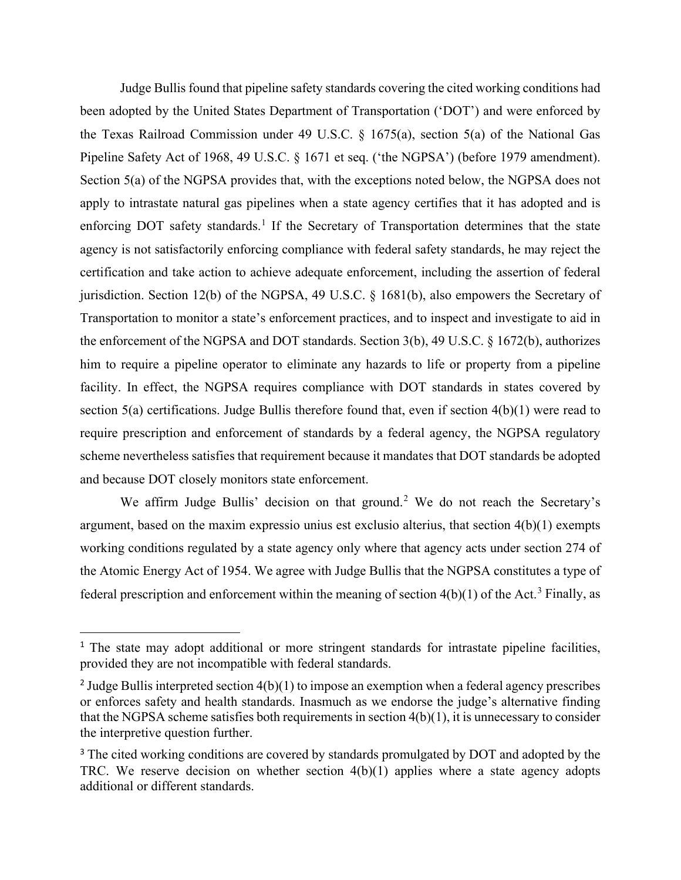Judge Bullis found that pipeline safety standards covering the cited working conditions had been adopted by the United States Department of Transportation ('DOT') and were enforced by the Texas Railroad Commission under 49 U.S.C. § 1675(a), section 5(a) of the National Gas Pipeline Safety Act of 1968, 49 U.S.C. § 1671 et seq. ('the NGPSA') (before 1979 amendment). Section 5(a) of the NGPSA provides that, with the exceptions noted below, the NGPSA does not apply to intrastate natural gas pipelines when a state agency certifies that it has adopted and is enforcing DOT safety standards.[1] If the Secretary of Transportation determines that the state agency is not satisfactorily enforcing compliance with federal safety standards, he may reject the certification and take action to achieve adequate enforcement, including the assertion of federal jurisdiction. Section 12(b) of the NGPSA, 49 U.S.C. § 1681(b), also empowers the Secretary of Transportation to monitor a state's enforcement practices, and to inspect and investigate to aid in the enforcement of the NGPSA and DOT standards. Section 3(b), 49 U.S.C. § 1672(b), authorizes him to require a pipeline operator to eliminate any hazards to life or property from a pipeline facility. In effect, the NGPSA requires compliance with DOT standards in states covered by section 5(a) certifications. Judge Bullis therefore found that, even if section 4(b)(1) were read to require prescription and enforcement of standards by a federal agency, the NGPSA regulatory scheme nevertheless satisfies that requirement because it mandates that DOT standards be adopted and because DOT closely monitors state enforcement.

We affirm Judge Bullis' decision on that ground.[2] We do not reach the Secretary's argument, based on the maxim expressio unius est exclusio alterius, that section 4(b)(1) exempts working conditions regulated by a state agency only where that agency acts under section 274 of the Atomic Energy Act of 1954. We agree with Judge Bullis that the NGPSA constitutes a type of federal prescription and enforcement within the meaning of section 4(b)(1) of the Act.[3] Finally, as

[1] The state may adopt additional or more stringent standards for intrastate pipeline facilities, provided they are not incompatible with federal standards.

[2] Judge Bullis interpreted section 4(b)(1) to impose an exemption when a federal agency prescribes or enforces safety and health standards. Inasmuch as we endorse the judge's alternative finding that the NGPSA scheme satisfies both requirements in section 4(b)(1), it is unnecessary to consider the interpretive question further.

[3] The cited working conditions are covered by standards promulgated by DOT and adopted by the TRC. We reserve decision on whether section 4(b)(1) applies where a state agency adopts additional or different standards.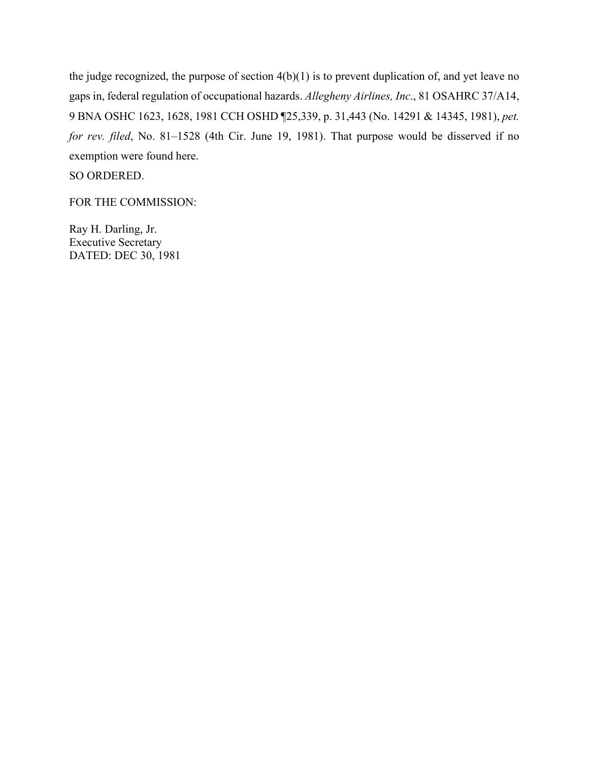the judge recognized, the purpose of section 4(b)(1) is to prevent duplication of, and yet leave no gaps in, federal regulation of occupational hazards. *Allegheny Airlines, Inc*., 81 OSAHRC 37/A14, 9 BNA OSHC 1623, 1628, 1981 CCH OSHD ¶25,339, p. 31,443 (No. 14291 & 14345, 1981), *pet. for rev. filed*, No. 81–1528 (4th Cir. June 19, 1981). That purpose would be disserved if no exemption were found here.

SO ORDERED.

FOR THE COMMISSION:

Ray H. Darling, Jr.
Executive Secretary
DATED: DEC 30, 1981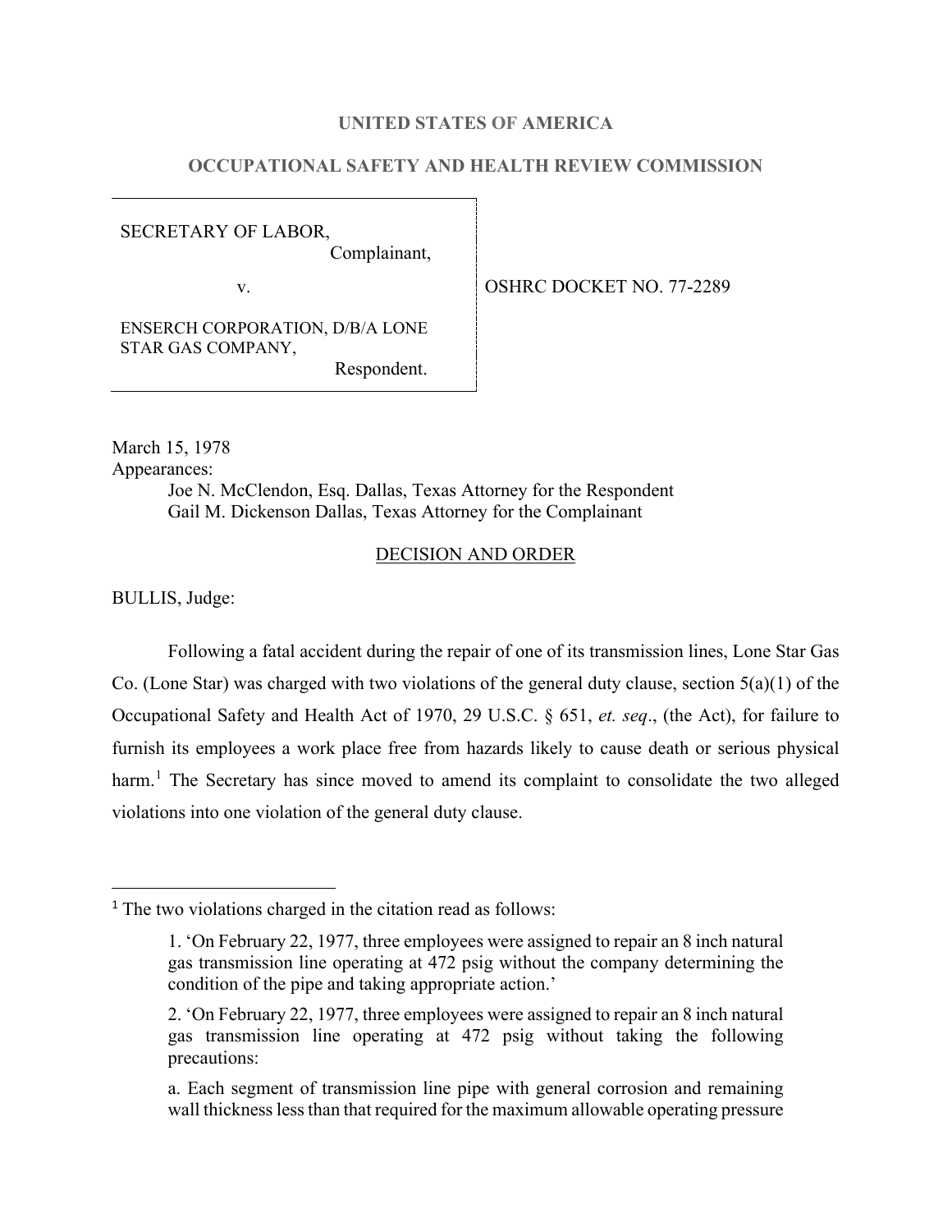**UNITED STATES OF AMERICA**

**OCCUPATIONAL SAFETY AND HEALTH REVIEW COMMISSION**

| | |
|---|---|
| SECRETARY OF LABOR, Complainant, v. ENSERCH CORPORATION, D/B/A LONE STAR GAS COMPANY, Respondent. | OSHRC DOCKET NO. 77-2289 |

March 15, 1978

Appearances:

Joe N. McClendon, Esq. Dallas, Texas Attorney for the Respondent
Gail M. Dickenson Dallas, Texas Attorney for the Complainant

## DECISION AND ORDER

BULLIS, Judge:

Following a fatal accident during the repair of one of its transmission lines, Lone Star Gas Co. (Lone Star) was charged with two violations of the general duty clause, section 5(a)(1) of the Occupational Safety and Health Act of 1970, 29 U.S.C. § 651, *et. seq*., (the Act), for failure to furnish its employees a work place free from hazards likely to cause death or serious physical harm.[1] The Secretary has since moved to amend its complaint to consolidate the two alleged violations into one violation of the general duty clause.

---

[1] The two violations charged in the citation read as follows:

> 1. 'On February 22, 1977, three employees were assigned to repair an 8 inch natural gas transmission line operating at 472 psig without the company determining the condition of the pipe and taking appropriate action.'
>
> 2. 'On February 22, 1977, three employees were assigned to repair an 8 inch natural gas transmission line operating at 472 psig without taking the following precautions:
>
> a. Each segment of transmission line pipe with general corrosion and remaining wall thickness less than that required for the maximum allowable operating pressure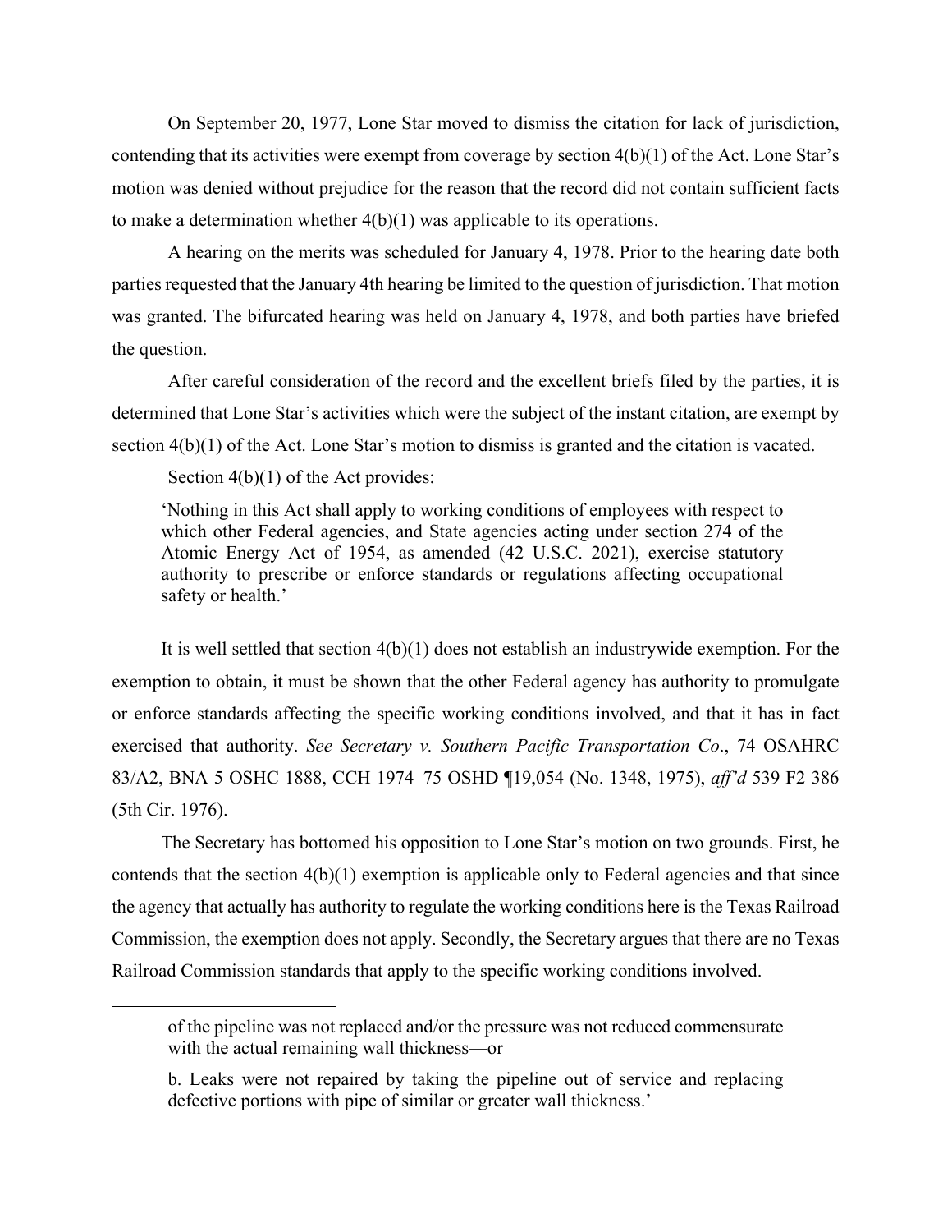On September 20, 1977, Lone Star moved to dismiss the citation for lack of jurisdiction, contending that its activities were exempt from coverage by section 4(b)(1) of the Act. Lone Star's motion was denied without prejudice for the reason that the record did not contain sufficient facts to make a determination whether 4(b)(1) was applicable to its operations.

A hearing on the merits was scheduled for January 4, 1978. Prior to the hearing date both parties requested that the January 4th hearing be limited to the question of jurisdiction. That motion was granted. The bifurcated hearing was held on January 4, 1978, and both parties have briefed the question.

After careful consideration of the record and the excellent briefs filed by the parties, it is determined that Lone Star's activities which were the subject of the instant citation, are exempt by section 4(b)(1) of the Act. Lone Star's motion to dismiss is granted and the citation is vacated.

Section 4(b)(1) of the Act provides:

> 'Nothing in this Act shall apply to working conditions of employees with respect to which other Federal agencies, and State agencies acting under section 274 of the Atomic Energy Act of 1954, as amended (42 U.S.C. 2021), exercise statutory authority to prescribe or enforce standards or regulations affecting occupational safety or health.'

It is well settled that section 4(b)(1) does not establish an industrywide exemption. For the exemption to obtain, it must be shown that the other Federal agency has authority to promulgate or enforce standards affecting the specific working conditions involved, and that it has in fact exercised that authority. *See Secretary v. Southern Pacific Transportation Co*., 74 OSAHRC 83/A2, BNA 5 OSHC 1888, CCH 1974–75 OSHD ¶19,054 (No. 1348, 1975), *aff'd* 539 F2 386 (5th Cir. 1976).

The Secretary has bottomed his opposition to Lone Star's motion on two grounds. First, he contends that the section 4(b)(1) exemption is applicable only to Federal agencies and that since the agency that actually has authority to regulate the working conditions here is the Texas Railroad Commission, the exemption does not apply. Secondly, the Secretary argues that there are no Texas Railroad Commission standards that apply to the specific working conditions involved.

---

> of the pipeline was not replaced and/or the pressure was not reduced commensurate with the actual remaining wall thickness—or
>
> b. Leaks were not repaired by taking the pipeline out of service and replacing defective portions with pipe of similar or greater wall thickness.'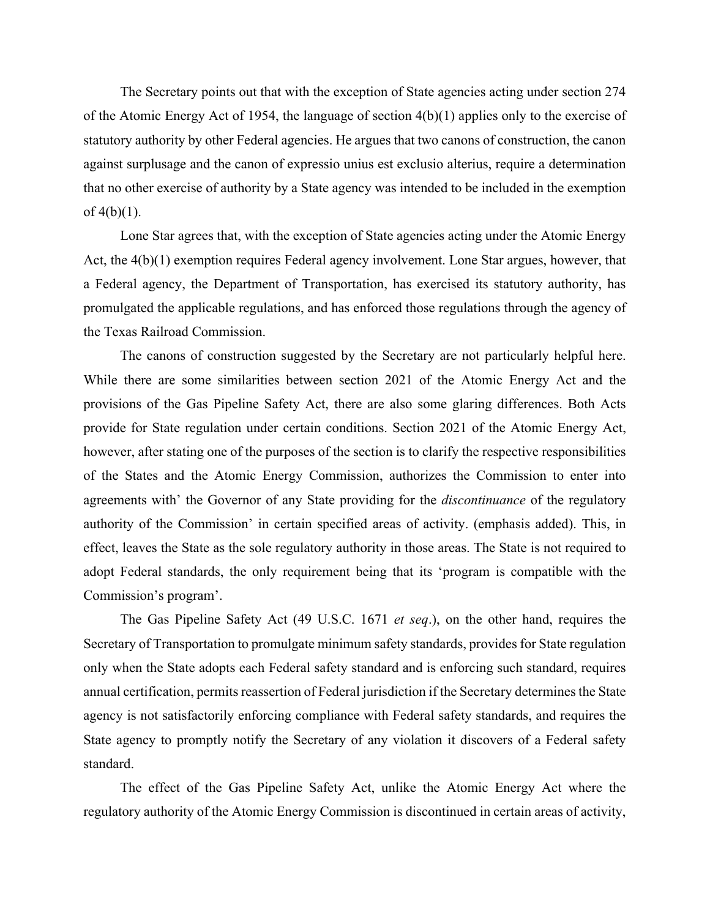The Secretary points out that with the exception of State agencies acting under section 274 of the Atomic Energy Act of 1954, the language of section 4(b)(1) applies only to the exercise of statutory authority by other Federal agencies. He argues that two canons of construction, the canon against surplusage and the canon of expressio unius est exclusio alterius, require a determination that no other exercise of authority by a State agency was intended to be included in the exemption of 4(b)(1).

Lone Star agrees that, with the exception of State agencies acting under the Atomic Energy Act, the 4(b)(1) exemption requires Federal agency involvement. Lone Star argues, however, that a Federal agency, the Department of Transportation, has exercised its statutory authority, has promulgated the applicable regulations, and has enforced those regulations through the agency of the Texas Railroad Commission.

The canons of construction suggested by the Secretary are not particularly helpful here. While there are some similarities between section 2021 of the Atomic Energy Act and the provisions of the Gas Pipeline Safety Act, there are also some glaring differences. Both Acts provide for State regulation under certain conditions. Section 2021 of the Atomic Energy Act, however, after stating one of the purposes of the section is to clarify the respective responsibilities of the States and the Atomic Energy Commission, authorizes the Commission to enter into agreements with' the Governor of any State providing for the *discontinuance* of the regulatory authority of the Commission' in certain specified areas of activity. (emphasis added). This, in effect, leaves the State as the sole regulatory authority in those areas. The State is not required to adopt Federal standards, the only requirement being that its 'program is compatible with the Commission's program'.

The Gas Pipeline Safety Act (49 U.S.C. 1671 *et seq*.), on the other hand, requires the Secretary of Transportation to promulgate minimum safety standards, provides for State regulation only when the State adopts each Federal safety standard and is enforcing such standard, requires annual certification, permits reassertion of Federal jurisdiction if the Secretary determines the State agency is not satisfactorily enforcing compliance with Federal safety standards, and requires the State agency to promptly notify the Secretary of any violation it discovers of a Federal safety standard.

The effect of the Gas Pipeline Safety Act, unlike the Atomic Energy Act where the regulatory authority of the Atomic Energy Commission is discontinued in certain areas of activity,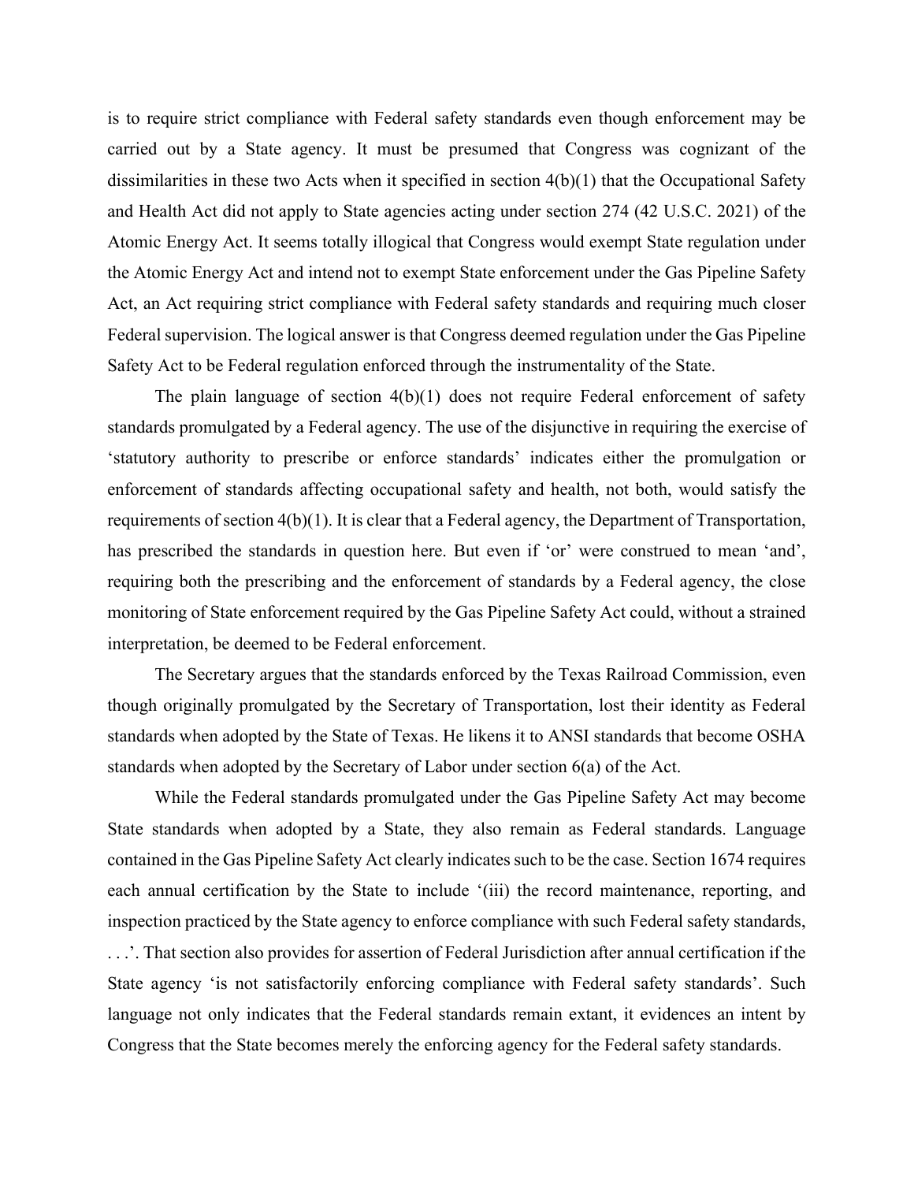is to require strict compliance with Federal safety standards even though enforcement may be carried out by a State agency. It must be presumed that Congress was cognizant of the dissimilarities in these two Acts when it specified in section 4(b)(1) that the Occupational Safety and Health Act did not apply to State agencies acting under section 274 (42 U.S.C. 2021) of the Atomic Energy Act. It seems totally illogical that Congress would exempt State regulation under the Atomic Energy Act and intend not to exempt State enforcement under the Gas Pipeline Safety Act, an Act requiring strict compliance with Federal safety standards and requiring much closer Federal supervision. The logical answer is that Congress deemed regulation under the Gas Pipeline Safety Act to be Federal regulation enforced through the instrumentality of the State.

The plain language of section 4(b)(1) does not require Federal enforcement of safety standards promulgated by a Federal agency. The use of the disjunctive in requiring the exercise of 'statutory authority to prescribe or enforce standards' indicates either the promulgation or enforcement of standards affecting occupational safety and health, not both, would satisfy the requirements of section 4(b)(1). It is clear that a Federal agency, the Department of Transportation, has prescribed the standards in question here. But even if 'or' were construed to mean 'and', requiring both the prescribing and the enforcement of standards by a Federal agency, the close monitoring of State enforcement required by the Gas Pipeline Safety Act could, without a strained interpretation, be deemed to be Federal enforcement.

The Secretary argues that the standards enforced by the Texas Railroad Commission, even though originally promulgated by the Secretary of Transportation, lost their identity as Federal standards when adopted by the State of Texas. He likens it to ANSI standards that become OSHA standards when adopted by the Secretary of Labor under section 6(a) of the Act.

While the Federal standards promulgated under the Gas Pipeline Safety Act may become State standards when adopted by a State, they also remain as Federal standards. Language contained in the Gas Pipeline Safety Act clearly indicates such to be the case. Section 1674 requires each annual certification by the State to include '(iii) the record maintenance, reporting, and inspection practiced by the State agency to enforce compliance with such Federal safety standards, . . .'. That section also provides for assertion of Federal Jurisdiction after annual certification if the State agency 'is not satisfactorily enforcing compliance with Federal safety standards'. Such language not only indicates that the Federal standards remain extant, it evidences an intent by Congress that the State becomes merely the enforcing agency for the Federal safety standards.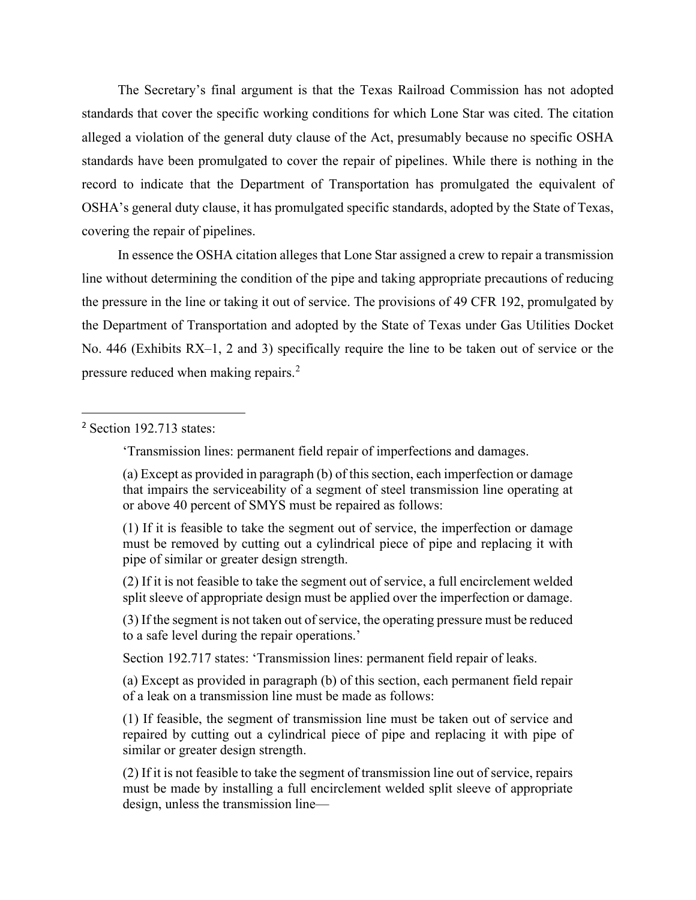The Secretary's final argument is that the Texas Railroad Commission has not adopted standards that cover the specific working conditions for which Lone Star was cited. The citation alleged a violation of the general duty clause of the Act, presumably because no specific OSHA standards have been promulgated to cover the repair of pipelines. While there is nothing in the record to indicate that the Department of Transportation has promulgated the equivalent of OSHA's general duty clause, it has promulgated specific standards, adopted by the State of Texas, covering the repair of pipelines.

In essence the OSHA citation alleges that Lone Star assigned a crew to repair a transmission line without determining the condition of the pipe and taking appropriate precautions of reducing the pressure in the line or taking it out of service. The provisions of 49 CFR 192, promulgated by the Department of Transportation and adopted by the State of Texas under Gas Utilities Docket No. 446 (Exhibits RX–1, 2 and 3) specifically require the line to be taken out of service or the pressure reduced when making repairs.[2]

---

[2] Section 192.713 states:

> 'Transmission lines: permanent field repair of imperfections and damages.
>
> (a) Except as provided in paragraph (b) of this section, each imperfection or damage that impairs the serviceability of a segment of steel transmission line operating at or above 40 percent of SMYS must be repaired as follows:
>
> (1) If it is feasible to take the segment out of service, the imperfection or damage must be removed by cutting out a cylindrical piece of pipe and replacing it with pipe of similar or greater design strength.
>
> (2) If it is not feasible to take the segment out of service, a full encirclement welded split sleeve of appropriate design must be applied over the imperfection or damage.
>
> (3) If the segment is not taken out of service, the operating pressure must be reduced to a safe level during the repair operations.'
>
> Section 192.717 states: 'Transmission lines: permanent field repair of leaks.
>
> (a) Except as provided in paragraph (b) of this section, each permanent field repair of a leak on a transmission line must be made as follows:
>
> (1) If feasible, the segment of transmission line must be taken out of service and repaired by cutting out a cylindrical piece of pipe and replacing it with pipe of similar or greater design strength.
>
> (2) If it is not feasible to take the segment of transmission line out of service, repairs must be made by installing a full encirclement welded split sleeve of appropriate design, unless the transmission line—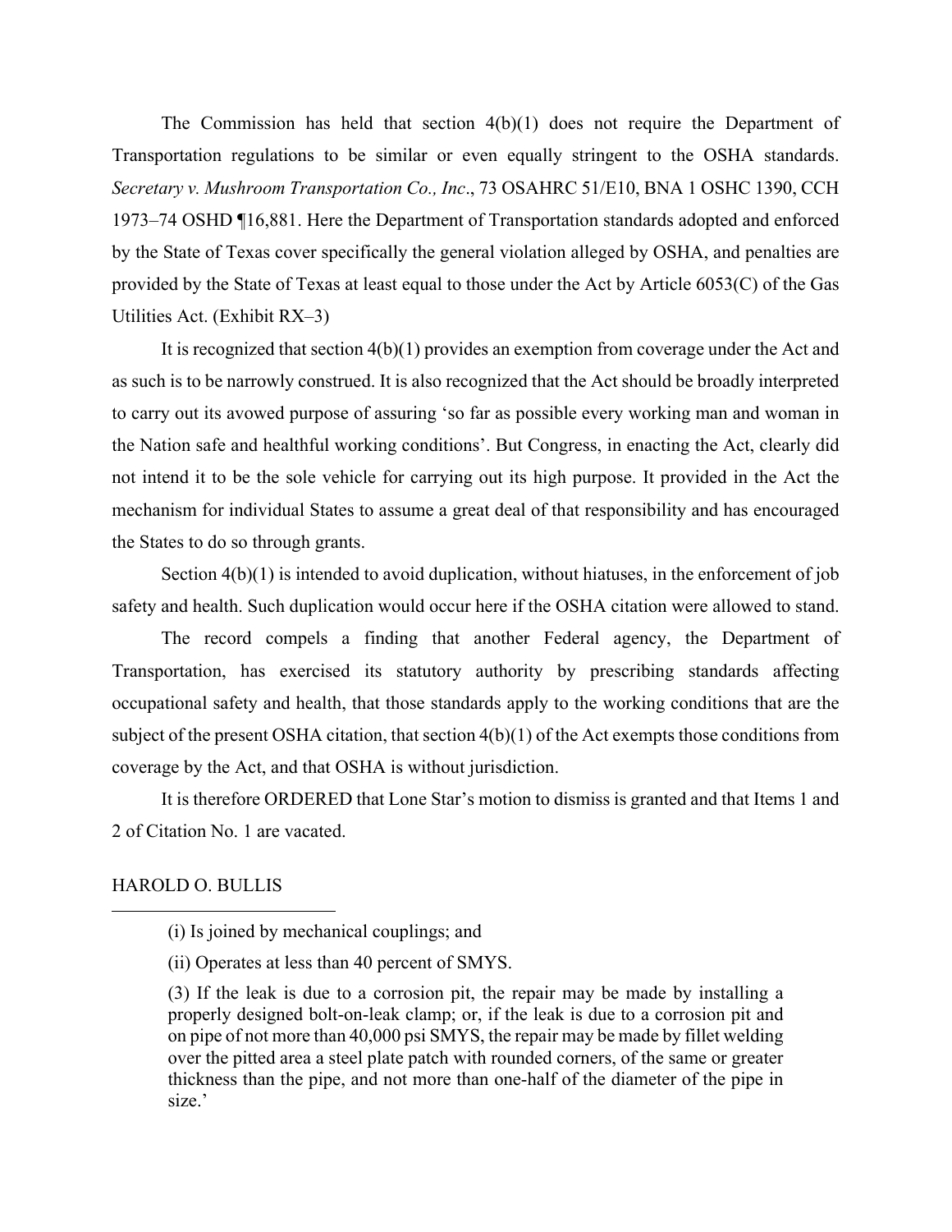The Commission has held that section 4(b)(1) does not require the Department of Transportation regulations to be similar or even equally stringent to the OSHA standards. *Secretary v. Mushroom Transportation Co., Inc*., 73 OSAHRC 51/E10, BNA 1 OSHC 1390, CCH 1973–74 OSHD ¶16,881. Here the Department of Transportation standards adopted and enforced by the State of Texas cover specifically the general violation alleged by OSHA, and penalties are provided by the State of Texas at least equal to those under the Act by Article 6053(C) of the Gas Utilities Act. (Exhibit RX–3)

It is recognized that section 4(b)(1) provides an exemption from coverage under the Act and as such is to be narrowly construed. It is also recognized that the Act should be broadly interpreted to carry out its avowed purpose of assuring 'so far as possible every working man and woman in the Nation safe and healthful working conditions'. But Congress, in enacting the Act, clearly did not intend it to be the sole vehicle for carrying out its high purpose. It provided in the Act the mechanism for individual States to assume a great deal of that responsibility and has encouraged the States to do so through grants.

Section 4(b)(1) is intended to avoid duplication, without hiatuses, in the enforcement of job safety and health. Such duplication would occur here if the OSHA citation were allowed to stand.

The record compels a finding that another Federal agency, the Department of Transportation, has exercised its statutory authority by prescribing standards affecting occupational safety and health, that those standards apply to the working conditions that are the subject of the present OSHA citation, that section 4(b)(1) of the Act exempts those conditions from coverage by the Act, and that OSHA is without jurisdiction.

It is therefore ORDERED that Lone Star's motion to dismiss is granted and that Items 1 and 2 of Citation No. 1 are vacated.

HAROLD O. BULLIS

---

(i) Is joined by mechanical couplings; and

(ii) Operates at less than 40 percent of SMYS.

(3) If the leak is due to a corrosion pit, the repair may be made by installing a properly designed bolt-on-leak clamp; or, if the leak is due to a corrosion pit and on pipe of not more than 40,000 psi SMYS, the repair may be made by fillet welding over the pitted area a steel plate patch with rounded corners, of the same or greater thickness than the pipe, and not more than one-half of the diameter of the pipe in size.'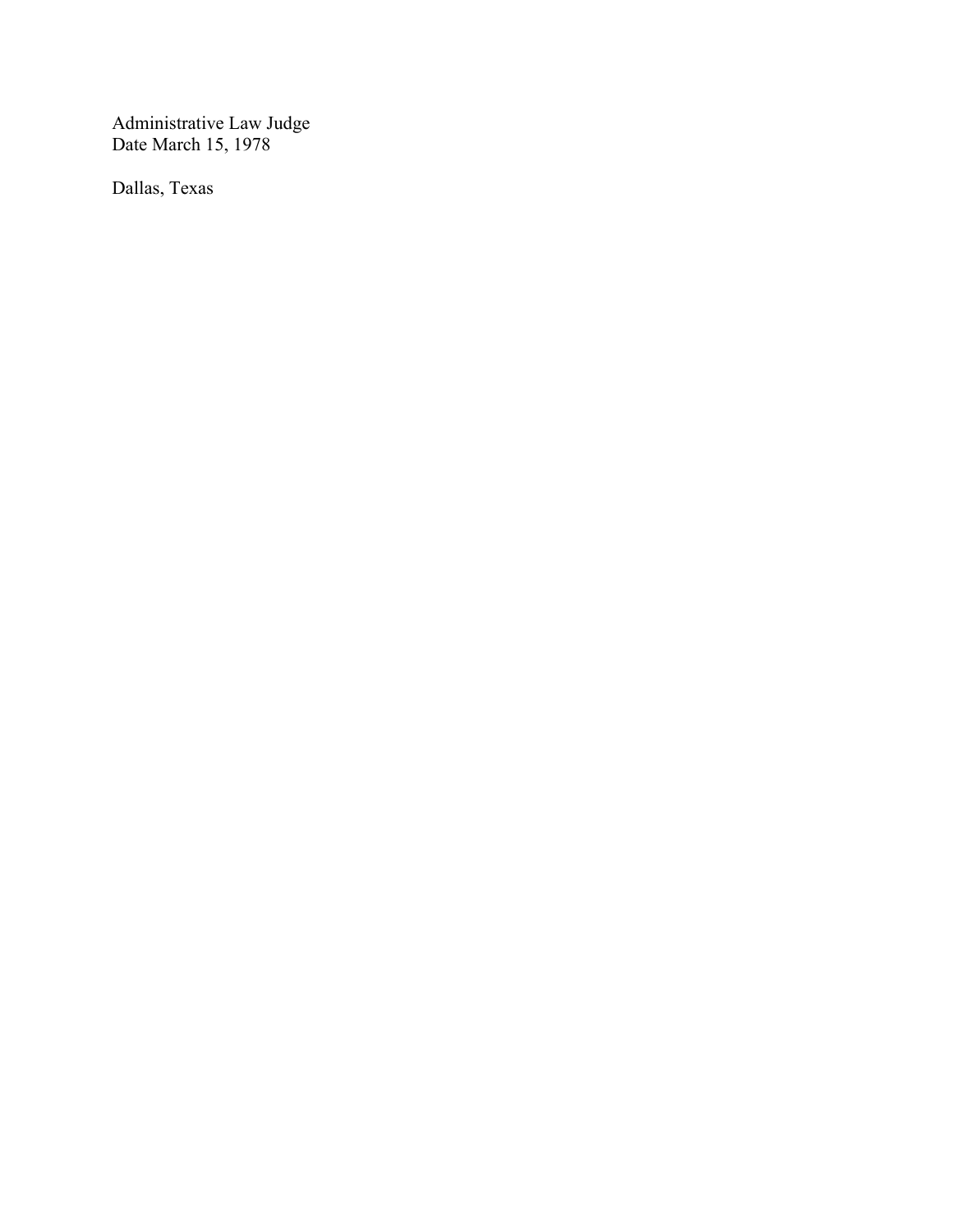Administrative Law Judge
Date March 15, 1978

Dallas, Texas